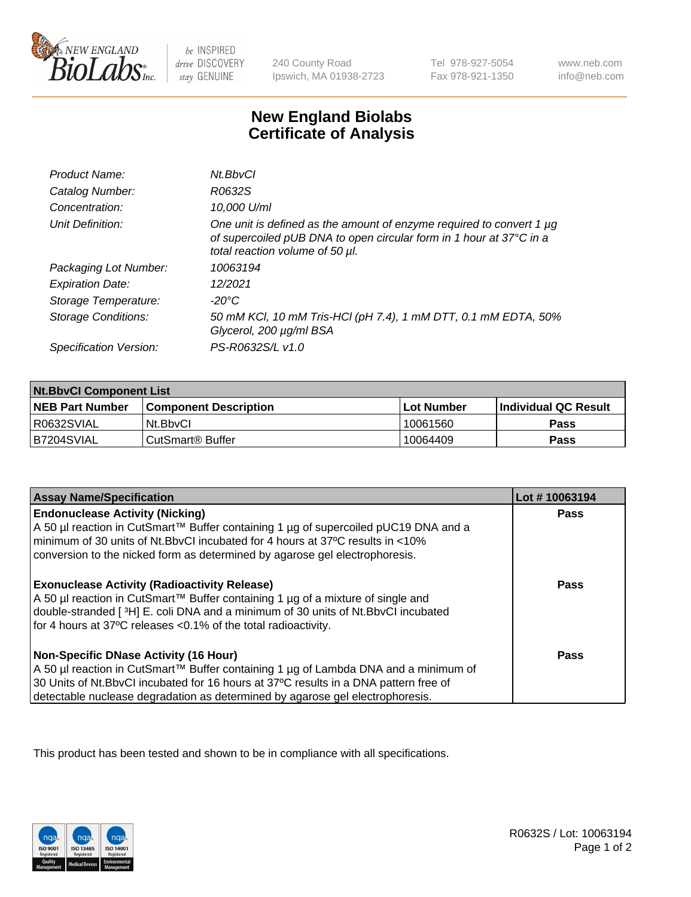# New England Biolabs Certificate of Analysis

| | |
|---|---|
| *Product Name:* | *Nt.BbvCI* |
| *Catalog Number:* | *R0632S* |
| *Concentration:* | *10,000 U/ml* |
| *Unit Definition:* | *One unit is defined as the amount of enzyme required to convert 1 µg of supercoiled pUB DNA to open circular form in 1 hour at 37°C in a total reaction volume of 50 µl.* |
| *Packaging Lot Number:* | *10063194* |
| *Expiration Date:* | *12/2021* |
| *Storage Temperature:* | *-20°C* |
| *Storage Conditions:* | *50 mM KCl, 10 mM Tris-HCl (pH 7.4), 1 mM DTT, 0.1 mM EDTA, 50% Glycerol, 200 µg/ml BSA* |
| *Specification Version:* | *PS-R0632S/L v1.0* |

| Nt.BbvCI Component List | | | |
|---|---|---|---|
| **NEB Part Number** | **Component Description** | **Lot Number** | **Individual QC Result** |
| R0632SVIAL | Nt.BbvCI | 10061560 | **Pass** |
| B7204SVIAL | CutSmart® Buffer | 10064409 | **Pass** |

| Assay Name/Specification | Lot # 10063194 |
|---|---|
| **Endonuclease Activity (Nicking)**<br>A 50 µl reaction in CutSmart™ Buffer containing 1 µg of supercoiled pUC19 DNA and a minimum of 30 units of Nt.BbvCI incubated for 4 hours at 37ºC results in <10% conversion to the nicked form as determined by agarose gel electrophoresis. | **Pass** |
| **Exonuclease Activity (Radioactivity Release)**<br>A 50 µl reaction in CutSmart™ Buffer containing 1 µg of a mixture of single and double-stranded [ $^3$H] E. coli DNA and a minimum of 30 units of Nt.BbvCI incubated for 4 hours at 37ºC releases <0.1% of the total radioactivity. | **Pass** |
| **Non-Specific DNase Activity (16 Hour)**<br>A 50 µl reaction in CutSmart™ Buffer containing 1 µg of Lambda DNA and a minimum of 30 Units of Nt.BbvCI incubated for 16 hours at 37ºC results in a DNA pattern free of detectable nuclease degradation as determined by agarose gel electrophoresis. | **Pass** |

This product has been tested and shown to be in compliance with all specifications.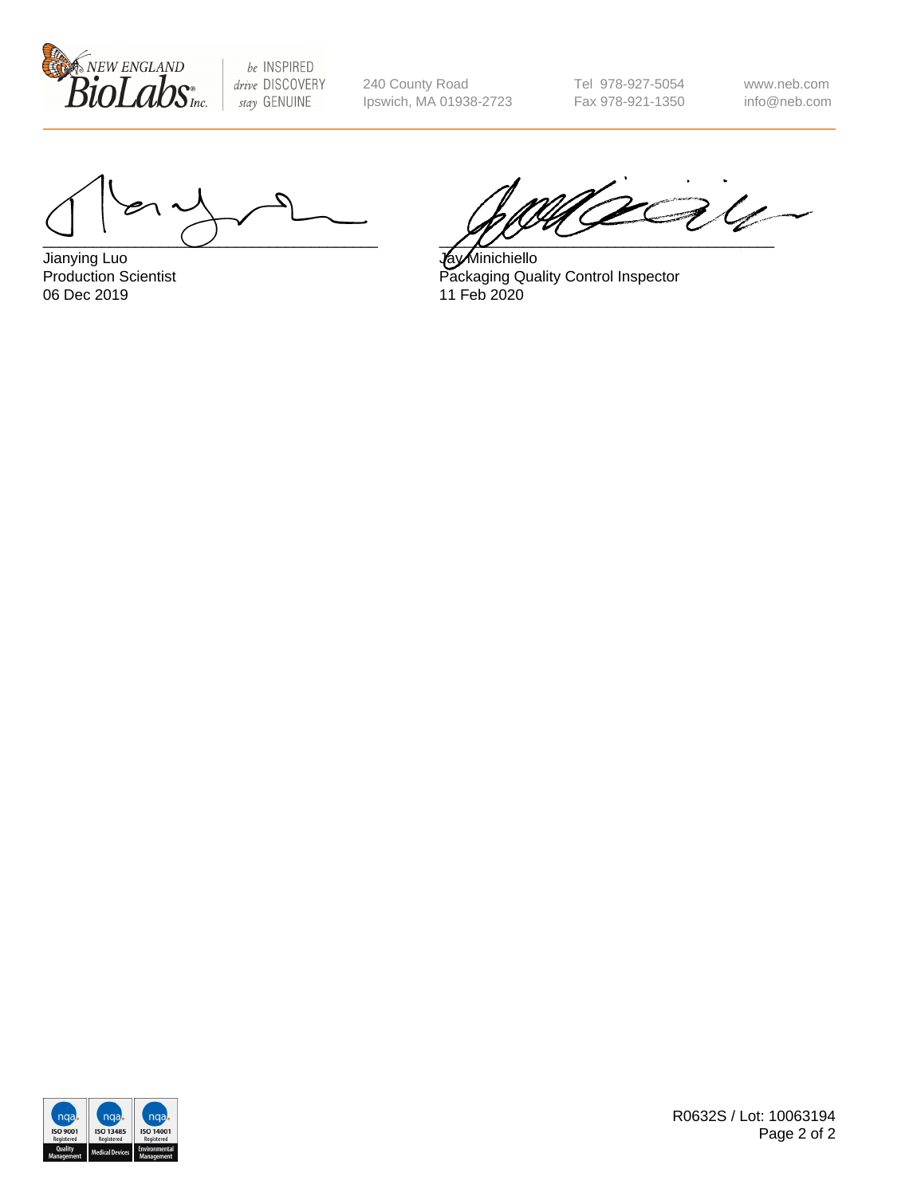Jianying Luo
Production Scientist
06 Dec 2019

Jay Minichiello
Packaging Quality Control Inspector
11 Feb 2020

R0632S / Lot: 10063194